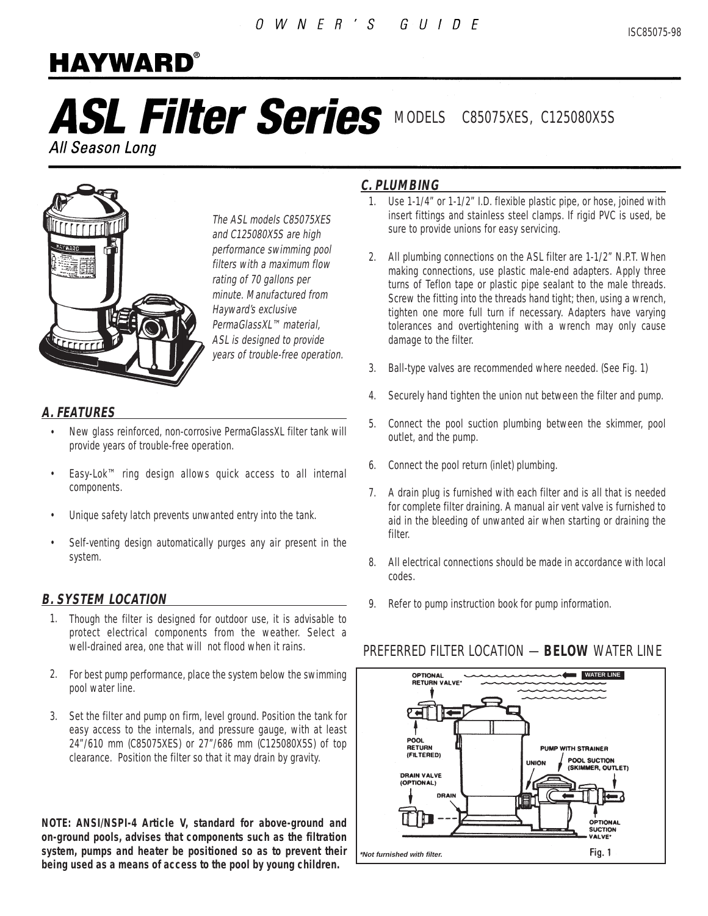OWNER'S GUIDE

ISC85075-98

# HAYWARD®

# ASL Filter Series

All Season Long

MODELS C85075XES, C125080X5S

*The ASL models C85075XES and C125080X5S are high performance swimming pool filters with a maximum flow rating of 70 gallons per minute. Manufactured from Hayward's exclusive PermaGlassXL™ material, ASL is designed to provide years of trouble-free operation.*

## A. FEATURES

- New glass reinforced, non-corrosive PermaGlassXL filter tank will provide years of trouble-free operation.
- Easy-Lok™ ring design allows quick access to all internal components.
- Unique safety latch prevents unwanted entry into the tank.
- Self-venting design automatically purges any air present in the system.

## B. SYSTEM LOCATION

1. Though the filter is designed for outdoor use, it is advisable to protect electrical components from the weather. Select a well-drained area, one that will not flood when it rains.
2. For best pump performance, place the system below the swimming pool water line.
3. Set the filter and pump on firm, level ground. Position the tank for easy access to the internals, and pressure gauge, with at least 24"/610 mm (C85075XES) or 27"/686 mm (C125080X5S) of top clearance. Position the filter so that it may drain by gravity.

**NOTE: ANSI/NSPI-4 Article V, standard for above-ground and on-ground pools, advises that components such as the filtration system, pumps and heater be positioned so as to prevent their being used as a means of access to the pool by young children.**

## C. PLUMBING

1. Use 1-1/4" or 1-1/2" I.D. flexible plastic pipe, or hose, joined with insert fittings and stainless steel clamps. If rigid PVC is used, be sure to provide unions for easy servicing.
2. All plumbing connections on the ASL filter are 1-1/2" N.P.T. When making connections, use plastic male-end adapters. Apply three turns of Teflon tape or plastic pipe sealant to the male threads. Screw the fitting into the threads hand tight; then, using a wrench, tighten one more full turn if necessary. Adapters have varying tolerances and overtightening with a wrench may only cause damage to the filter.
3. Ball-type valves are recommended where needed. (See Fig. 1)
4. Securely hand tighten the union nut between the filter and pump.
5. Connect the pool suction plumbing between the skimmer, pool outlet, and the pump.
6. Connect the pool return (inlet) plumbing.
7. A drain plug is furnished with each filter and is all that is needed for complete filter draining. A manual air vent valve is furnished to aid in the bleeding of unwanted air when starting or draining the filter.
8. All electrical connections should be made in accordance with local codes.
9. Refer to pump instruction book for pump information.

PREFERRED FILTER LOCATION — **BELOW** WATER LINE

OPTIONAL RETURN VALVE* — WATER LINE — POOL RETURN (FILTERED) — PUMP WITH STRAINER — UNION — POOL SUCTION (SKIMMER, OUTLET) — DRAIN VALVE (OPTIONAL) — DRAIN — OPTIONAL SUCTION VALVE*

*Not furnished with filter.

Fig. 1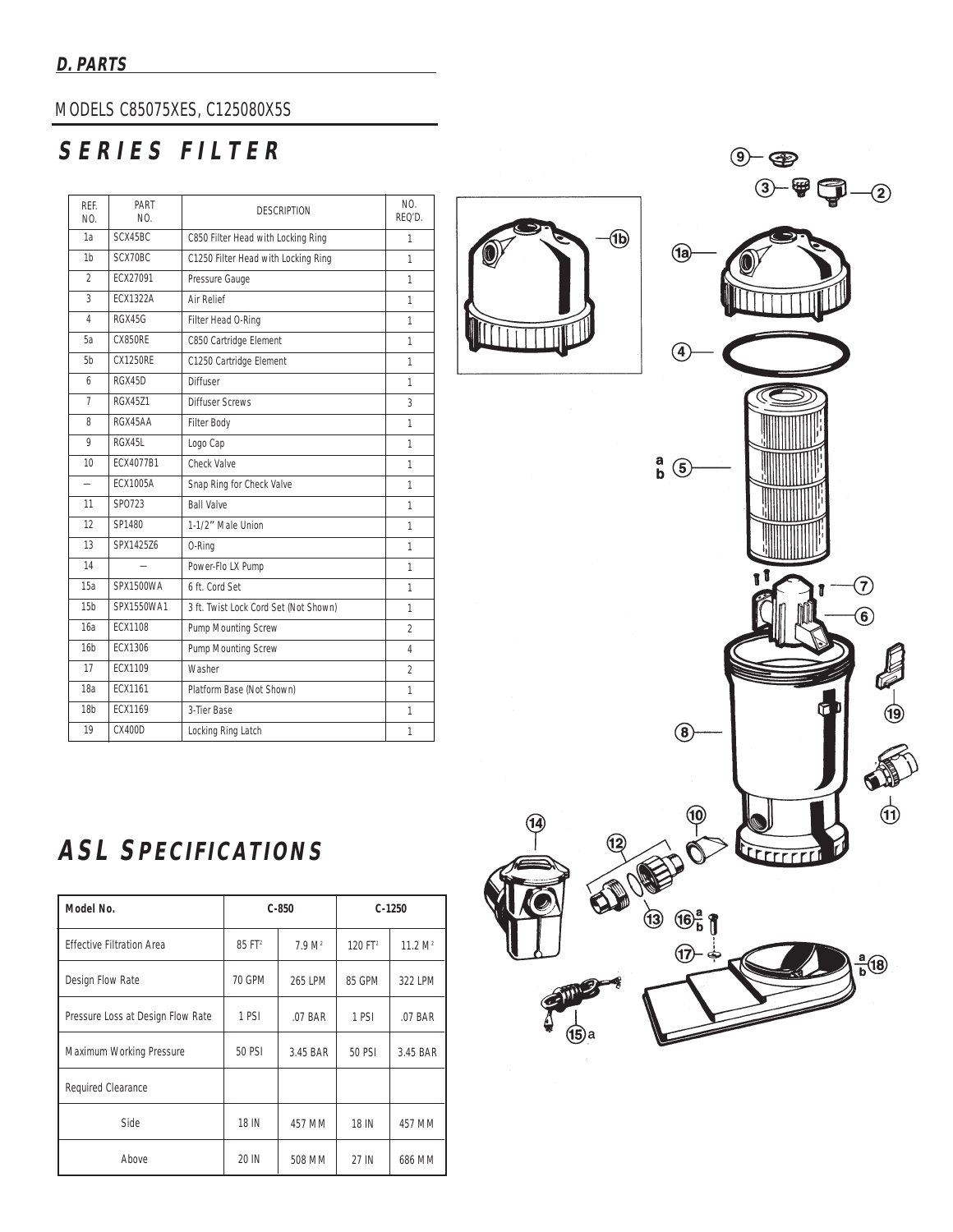## D. PARTS

MODELS C85075XES, C125080X5S

# SERIES FILTER

| REF. NO. | PART NO. | DESCRIPTION | NO. REQ'D. |
|---|---|---|---|
| 1a | SCX45BC | C850 Filter Head with Locking Ring | 1 |
| 1b | SCX70BC | C1250 Filter Head with Locking Ring | 1 |
| 2 | ECX27091 | Pressure Gauge | 1 |
| 3 | ECX1322A | Air Relief | 1 |
| 4 | RGX45G | Filter Head O-Ring | 1 |
| 5a | CX850RE | C850 Cartridge Element | 1 |
| 5b | CX1250RE | C1250 Cartridge Element | 1 |
| 6 | RGX45D | Diffuser | 1 |
| 7 | RGX45Z1 | Diffuser Screws | 3 |
| 8 | RGX45AA | Filter Body | 1 |
| 9 | RGX45L | Logo Cap | 1 |
| 10 | ECX4077B1 | Check Valve | 1 |
| — | ECX1005A | Snap Ring for Check Valve | 1 |
| 11 | SPO723 | Ball Valve | 1 |
| 12 | SP1480 | 1-1/2" Male Union | 1 |
| 13 | SPX1425Z6 | O-Ring | 1 |
| 14 | — | Power-Flo LX Pump | 1 |
| 15a | SPX1500WA | 6 ft. Cord Set | 1 |
| 15b | SPX1550WA1 | 3 ft. Twist Lock Cord Set (Not Shown) | 1 |
| 16a | ECX1108 | Pump Mounting Screw | 2 |
| 16b | ECX1306 | Pump Mounting Screw | 4 |
| 17 | ECX1109 | Washer | 2 |
| 18a | ECX1161 | Platform Base (Not Shown) | 1 |
| 18b | ECX1169 | 3-Tier Base | 1 |
| 19 | CX400D | Locking Ring Latch | 1 |

# ASL SPECIFICATIONS

| Model No. | C-850 | | C-1250 | |
|---|---|---|---|---|
| Effective Filtration Area | 85 FT² | 7.9 M² | 120 FT² | 11.2 M² |
| Design Flow Rate | 70 GPM | 265 LPM | 85 GPM | 322 LPM |
| Pressure Loss at Design Flow Rate | 1 PSI | .07 BAR | 1 PSI | .07 BAR |
| Maximum Working Pressure | 50 PSI | 3.45 BAR | 50 PSI | 3.45 BAR |
| Required Clearance | | | | |
| Side | 18 IN | 457 MM | 18 IN | 457 MM |
| Above | 20 IN | 508 MM | 27 IN | 686 MM |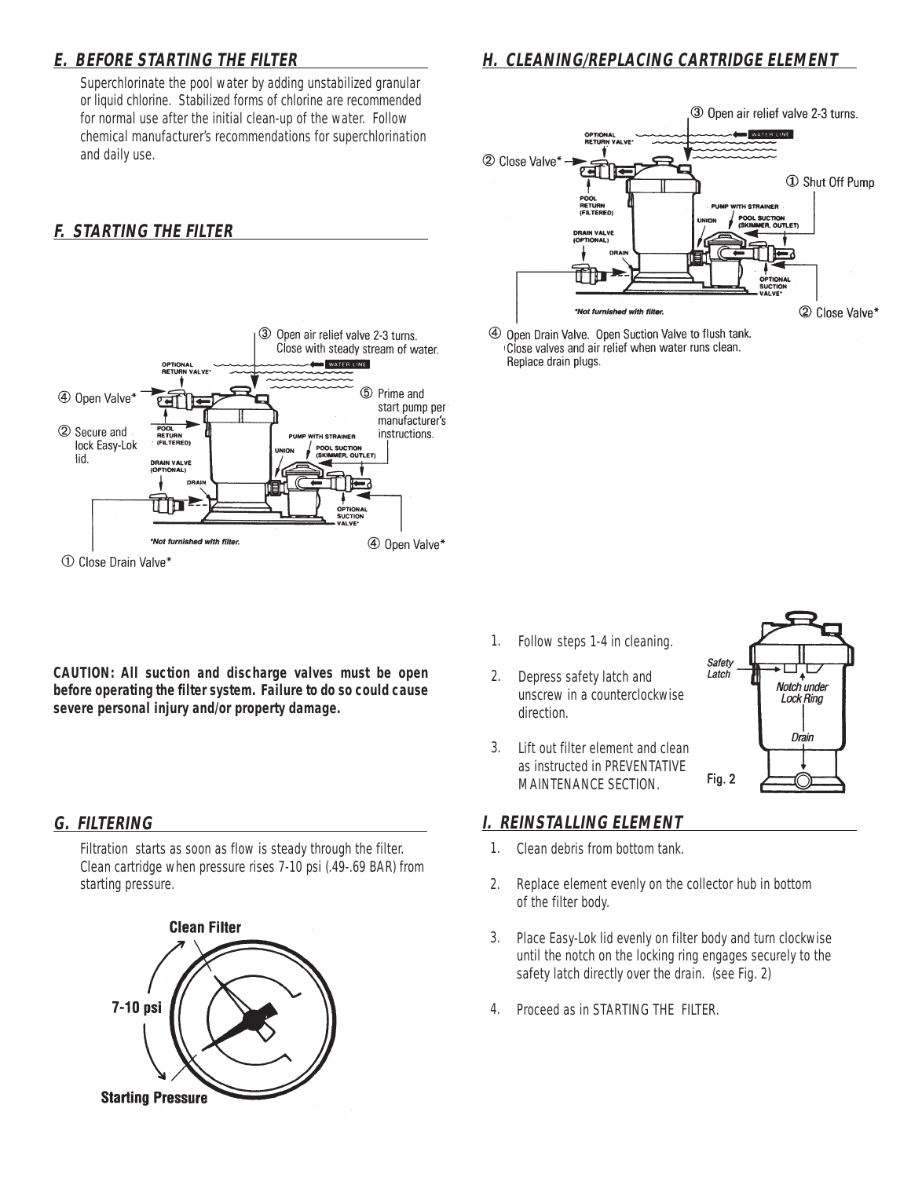## E. BEFORE STARTING THE FILTER

Superchlorinate the pool water by adding unstabilized granular or liquid chlorine. Stabilized forms of chlorine are recommended for normal use after the initial clean-up of the water. Follow chemical manufacturer's recommendations for superchlorination and daily use.

## F. STARTING THE FILTER

① Close Drain Valve*

② Secure and lock Easy-Lok lid.

③ Open air relief valve 2-3 turns. Close with steady stream of water.

④ Open Valve*

⑤ Prime and start pump per manufacturer's instructions.

*Not furnished with filter.

**CAUTION: All suction and discharge valves must be open before operating the filter system. Failure to do so could cause severe personal injury and/or property damage.**

## G. FILTERING

Filtration starts as soon as flow is steady through the filter. Clean cartridge when pressure rises 7-10 psi (.49-.69 BAR) from starting pressure.

Clean Filter

7-10 psi

Starting Pressure

## H. CLEANING/REPLACING CARTRIDGE ELEMENT

① Shut Off Pump

② Close Valve*

③ Open air relief valve 2-3 turns.

④ Open Drain Valve. Open Suction Valve to flush tank. Close valves and air relief when water runs clean. Replace drain plugs.

*Not furnished with filter.

1. Follow steps 1-4 in cleaning.
2. Depress safety latch and unscrew in a counterclockwise direction.
3. Lift out filter element and clean as instructed in PREVENTATIVE MAINTENANCE SECTION.

Safety Latch — Notch under Lock Ring — Drain

Fig. 2

## I. REINSTALLING ELEMENT

1. Clean debris from bottom tank.
2. Replace element evenly on the collector hub in bottom of the filter body.
3. Place Easy-Lok lid evenly on filter body and turn clockwise until the notch on the locking ring engages securely to the safety latch directly over the drain. (see Fig. 2)
4. Proceed as in STARTING THE FILTER.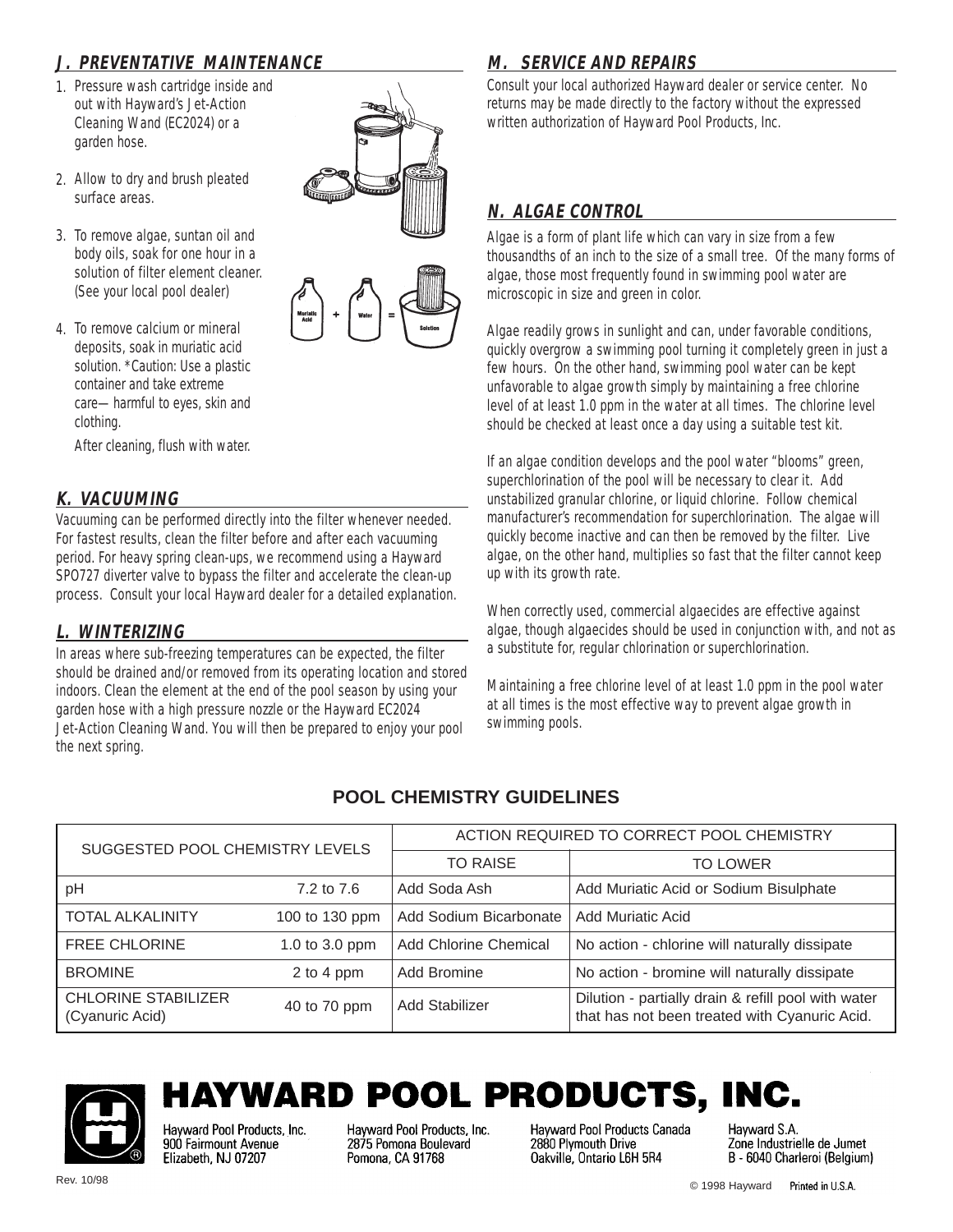## J. PREVENTATIVE MAINTENANCE

1. Pressure wash cartridge inside and out with Hayward's Jet-Action Cleaning Wand (EC2024) or a garden hose.
2. Allow to dry and brush pleated surface areas.
3. To remove algae, suntan oil and body oils, soak for one hour in a solution of filter element cleaner. (See your local pool dealer)
4. To remove calcium or mineral deposits, soak in muriatic acid solution. *Caution: Use a plastic container and take extreme care— harmful to eyes, skin and clothing.

   After cleaning, flush with water.

Muriatic Acid + Water = Solution

## K. VACUUMING

Vacuuming can be performed directly into the filter whenever needed. For fastest results, clean the filter before and after each vacuuming period. For heavy spring clean-ups, we recommend using a Hayward SPO727 diverter valve to bypass the filter and accelerate the clean-up process. Consult your local Hayward dealer for a detailed explanation.

## L. WINTERIZING

In areas where sub-freezing temperatures can be expected, the filter should be drained and/or removed from its operating location and stored indoors. Clean the element at the end of the pool season by using your garden hose with a high pressure nozzle or the Hayward EC2024 Jet-Action Cleaning Wand. You will then be prepared to enjoy your pool the next spring.

## M. SERVICE AND REPAIRS

Consult your local authorized Hayward dealer or service center. No returns may be made directly to the factory without the expressed written authorization of Hayward Pool Products, Inc.

## N. ALGAE CONTROL

Algae is a form of plant life which can vary in size from a few thousandths of an inch to the size of a small tree. Of the many forms of algae, those most frequently found in swimming pool water are microscopic in size and green in color.

Algae readily grows in sunlight and can, under favorable conditions, quickly overgrow a swimming pool turning it completely green in just a few hours. On the other hand, swimming pool water can be kept unfavorable to algae growth simply by maintaining a free chlorine level of at least 1.0 ppm in the water at all times. The chlorine level should be checked at least once a day using a suitable test kit.

If an algae condition develops and the pool water "blooms" green, superchlorination of the pool will be necessary to clear it. Add unstabilized granular chlorine, or liquid chlorine. Follow chemical manufacturer's recommendation for superchlorination. The algae will quickly become inactive and can then be removed by the filter. Live algae, on the other hand, multiplies so fast that the filter cannot keep up with its growth rate.

When correctly used, commercial algaecides are effective against algae, though algaecides should be used in conjunction with, and not as a substitute for, regular chlorination or superchlorination.

Maintaining a free chlorine level of at least 1.0 ppm in the pool water at all times is the most effective way to prevent algae growth in swimming pools.

## POOL CHEMISTRY GUIDELINES

| SUGGESTED POOL CHEMISTRY LEVELS | | ACTION REQUIRED TO CORRECT POOL CHEMISTRY | |
|---|---|---|---|
| | | TO RAISE | TO LOWER |
| pH | 7.2 to 7.6 | Add Soda Ash | Add Muriatic Acid or Sodium Bisulphate |
| TOTAL ALKALINITY | 100 to 130 ppm | Add Sodium Bicarbonate | Add Muriatic Acid |
| FREE CHLORINE | 1.0 to 3.0 ppm | Add Chlorine Chemical | No action - chlorine will naturally dissipate |
| BROMINE | 2 to 4 ppm | Add Bromine | No action - bromine will naturally dissipate |
| CHLORINE STABILIZER (Cyanuric Acid) | 40 to 70 ppm | Add Stabilizer | Dilution - partially drain & refill pool with water that has not been treated with Cyanuric Acid. |

# HAYWARD POOL PRODUCTS, INC.

Hayward Pool Products, Inc.
900 Fairmount Avenue
Elizabeth, NJ 07207

Hayward Pool Products, Inc.
2875 Pomona Boulevard
Pomona, CA 91768

Hayward Pool Products Canada
2880 Plymouth Drive
Oakville, Ontario L6H 5R4

Hayward S.A.
Zone Industrielle de Jumet
B - 6040 Charleroi (Belgium)

Rev. 10/98

© 1998 Hayward Printed in U.S.A.